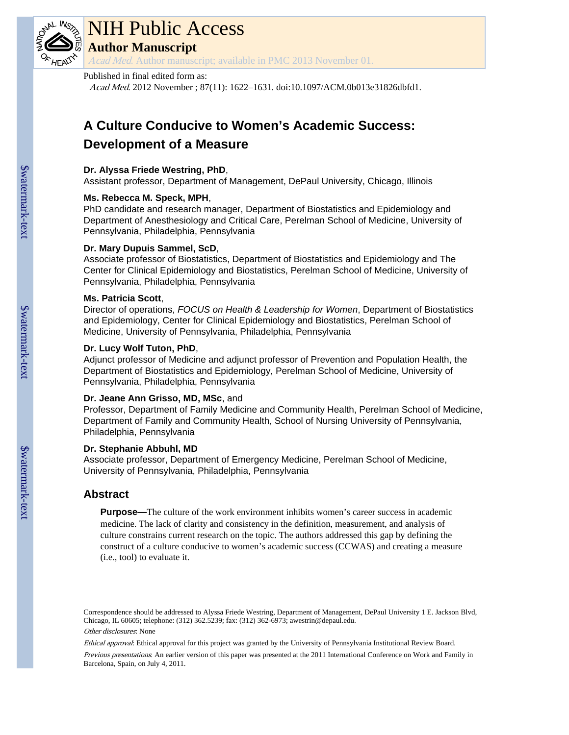# NIH Public Access

## Author Manuscript

*Acad Med*. Author manuscript; available in PMC 2013 November 01.

Published in final edited form as:

*Acad Med*. 2012 November ; 87(11): 1622–1631. doi:10.1097/ACM.0b013e31826dbfd1.

# A Culture Conducive to Women's Academic Success: Development of a Measure

**Dr. Alyssa Friede Westring, PhD**,
Assistant professor, Department of Management, DePaul University, Chicago, Illinois

**Ms. Rebecca M. Speck, MPH**,
PhD candidate and research manager, Department of Biostatistics and Epidemiology and Department of Anesthesiology and Critical Care, Perelman School of Medicine, University of Pennsylvania, Philadelphia, Pennsylvania

**Dr. Mary Dupuis Sammel, ScD**,
Associate professor of Biostatistics, Department of Biostatistics and Epidemiology and The Center for Clinical Epidemiology and Biostatistics, Perelman School of Medicine, University of Pennsylvania, Philadelphia, Pennsylvania

**Ms. Patricia Scott**,
Director of operations, *FOCUS on Health & Leadership for Women*, Department of Biostatistics and Epidemiology, Center for Clinical Epidemiology and Biostatistics, Perelman School of Medicine, University of Pennsylvania, Philadelphia, Pennsylvania

**Dr. Lucy Wolf Tuton, PhD**,
Adjunct professor of Medicine and adjunct professor of Prevention and Population Health, the Department of Biostatistics and Epidemiology, Perelman School of Medicine, University of Pennsylvania, Philadelphia, Pennsylvania

**Dr. Jeane Ann Grisso, MD, MSc**, and
Professor, Department of Family Medicine and Community Health, Perelman School of Medicine, Department of Family and Community Health, School of Nursing University of Pennsylvania, Philadelphia, Pennsylvania

**Dr. Stephanie Abbuhl, MD**
Associate professor, Department of Emergency Medicine, Perelman School of Medicine, University of Pennsylvania, Philadelphia, Pennsylvania

## Abstract

**Purpose—**The culture of the work environment inhibits women's career success in academic medicine. The lack of clarity and consistency in the definition, measurement, and analysis of culture constrains current research on the topic. The authors addressed this gap by defining the construct of a culture conducive to women's academic success (CCWAS) and creating a measure (i.e., tool) to evaluate it.

---

Correspondence should be addressed to Alyssa Friede Westring, Department of Management, DePaul University 1 E. Jackson Blvd, Chicago, IL 60605; telephone: (312) 362.5239; fax: (312) 362-6973; awestrin@depaul.edu.

*Other disclosures*: None

*Ethical approval*: Ethical approval for this project was granted by the University of Pennsylvania Institutional Review Board.

*Previous presentations*: An earlier version of this paper was presented at the 2011 International Conference on Work and Family in Barcelona, Spain, on July 4, 2011.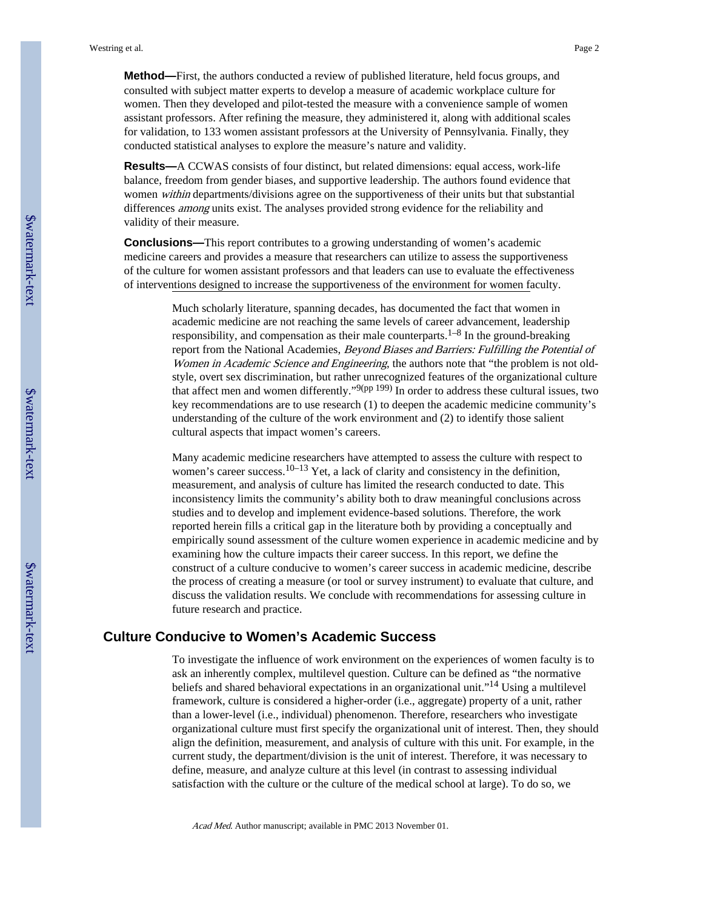**Method—**First, the authors conducted a review of published literature, held focus groups, and consulted with subject matter experts to develop a measure of academic workplace culture for women. Then they developed and pilot-tested the measure with a convenience sample of women assistant professors. After refining the measure, they administered it, along with additional scales for validation, to 133 women assistant professors at the University of Pennsylvania. Finally, they conducted statistical analyses to explore the measure's nature and validity.

**Results—**A CCWAS consists of four distinct, but related dimensions: equal access, work-life balance, freedom from gender biases, and supportive leadership. The authors found evidence that women *within* departments/divisions agree on the supportiveness of their units but that substantial differences *among* units exist. The analyses provided strong evidence for the reliability and validity of their measure.

**Conclusions—**This report contributes to a growing understanding of women's academic medicine careers and provides a measure that researchers can utilize to assess the supportiveness of the culture for women assistant professors and that leaders can use to evaluate the effectiveness of interventions designed to increase the supportiveness of the environment for women faculty.

Much scholarly literature, spanning decades, has documented the fact that women in academic medicine are not reaching the same levels of career advancement, leadership responsibility, and compensation as their male counterparts.[1–8] In the ground-breaking report from the National Academies, *Beyond Biases and Barriers: Fulfilling the Potential of Women in Academic Science and Engineering*, the authors note that "the problem is not old-style, overt sex discrimination, but rather unrecognized features of the organizational culture that affect men and women differently."[9(pp 199)] In order to address these cultural issues, two key recommendations are to use research (1) to deepen the academic medicine community's understanding of the culture of the work environment and (2) to identify those salient cultural aspects that impact women's careers.

Many academic medicine researchers have attempted to assess the culture with respect to women's career success.[10–13] Yet, a lack of clarity and consistency in the definition, measurement, and analysis of culture has limited the research conducted to date. This inconsistency limits the community's ability both to draw meaningful conclusions across studies and to develop and implement evidence-based solutions. Therefore, the work reported herein fills a critical gap in the literature both by providing a conceptually and empirically sound assessment of the culture women experience in academic medicine and by examining how the culture impacts their career success. In this report, we define the construct of a culture conducive to women's career success in academic medicine, describe the process of creating a measure (or tool or survey instrument) to evaluate that culture, and discuss the validation results. We conclude with recommendations for assessing culture in future research and practice.

## Culture Conducive to Women's Academic Success

To investigate the influence of work environment on the experiences of women faculty is to ask an inherently complex, multilevel question. Culture can be defined as "the normative beliefs and shared behavioral expectations in an organizational unit."[14] Using a multilevel framework, culture is considered a higher-order (i.e., aggregate) property of a unit, rather than a lower-level (i.e., individual) phenomenon. Therefore, researchers who investigate organizational culture must first specify the organizational unit of interest. Then, they should align the definition, measurement, and analysis of culture with this unit. For example, in the current study, the department/division is the unit of interest. Therefore, it was necessary to define, measure, and analyze culture at this level (in contrast to assessing individual satisfaction with the culture or the culture of the medical school at large). To do so, we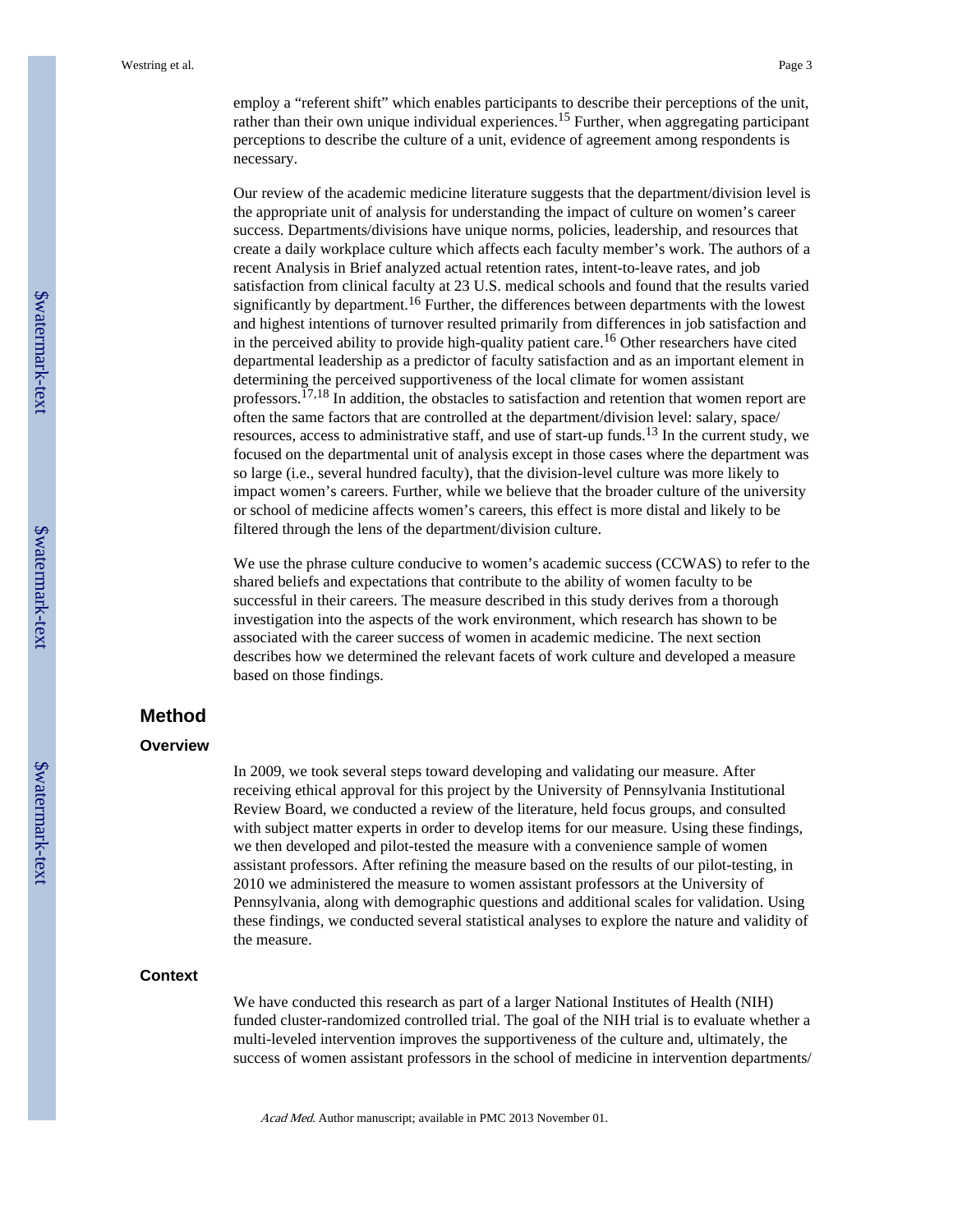employ a "referent shift" which enables participants to describe their perceptions of the unit, rather than their own unique individual experiences.[15] Further, when aggregating participant perceptions to describe the culture of a unit, evidence of agreement among respondents is necessary.

Our review of the academic medicine literature suggests that the department/division level is the appropriate unit of analysis for understanding the impact of culture on women's career success. Departments/divisions have unique norms, policies, leadership, and resources that create a daily workplace culture which affects each faculty member's work. The authors of a recent Analysis in Brief analyzed actual retention rates, intent-to-leave rates, and job satisfaction from clinical faculty at 23 U.S. medical schools and found that the results varied significantly by department.[16] Further, the differences between departments with the lowest and highest intentions of turnover resulted primarily from differences in job satisfaction and in the perceived ability to provide high-quality patient care.[16] Other researchers have cited departmental leadership as a predictor of faculty satisfaction and as an important element in determining the perceived supportiveness of the local climate for women assistant professors.[17,18] In addition, the obstacles to satisfaction and retention that women report are often the same factors that are controlled at the department/division level: salary, space/resources, access to administrative staff, and use of start-up funds.[13] In the current study, we focused on the departmental unit of analysis except in those cases where the department was so large (i.e., several hundred faculty), that the division-level culture was more likely to impact women's careers. Further, while we believe that the broader culture of the university or school of medicine affects women's careers, this effect is more distal and likely to be filtered through the lens of the department/division culture.

We use the phrase culture conducive to women's academic success (CCWAS) to refer to the shared beliefs and expectations that contribute to the ability of women faculty to be successful in their careers. The measure described in this study derives from a thorough investigation into the aspects of the work environment, which research has shown to be associated with the career success of women in academic medicine. The next section describes how we determined the relevant facets of work culture and developed a measure based on those findings.

## Method

### Overview

In 2009, we took several steps toward developing and validating our measure. After receiving ethical approval for this project by the University of Pennsylvania Institutional Review Board, we conducted a review of the literature, held focus groups, and consulted with subject matter experts in order to develop items for our measure. Using these findings, we then developed and pilot-tested the measure with a convenience sample of women assistant professors. After refining the measure based on the results of our pilot-testing, in 2010 we administered the measure to women assistant professors at the University of Pennsylvania, along with demographic questions and additional scales for validation. Using these findings, we conducted several statistical analyses to explore the nature and validity of the measure.

### Context

We have conducted this research as part of a larger National Institutes of Health (NIH) funded cluster-randomized controlled trial. The goal of the NIH trial is to evaluate whether a multi-leveled intervention improves the supportiveness of the culture and, ultimately, the success of women assistant professors in the school of medicine in intervention departments/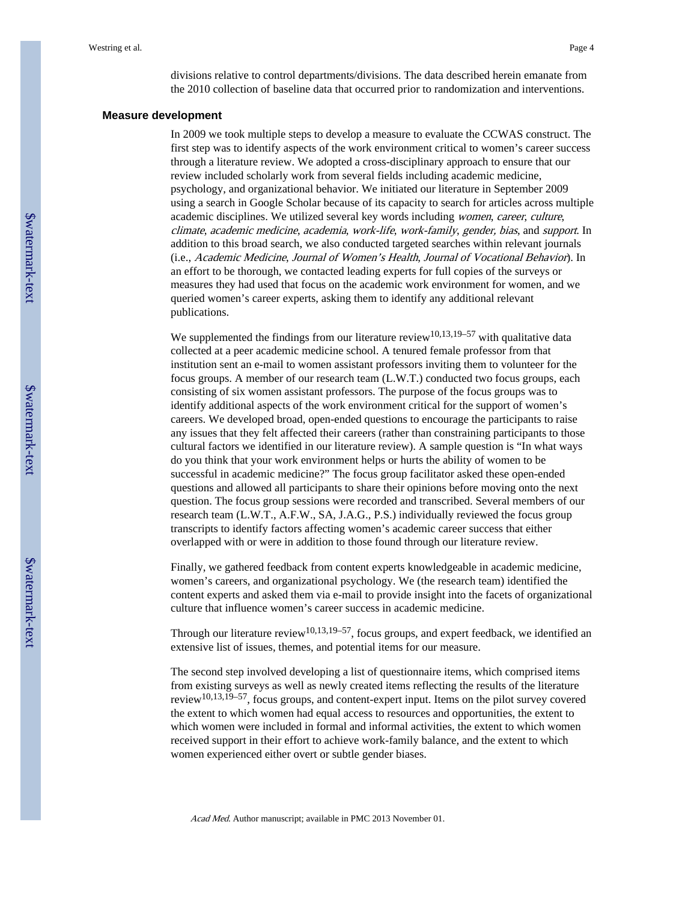divisions relative to control departments/divisions. The data described herein emanate from the 2010 collection of baseline data that occurred prior to randomization and interventions.

### Measure development

In 2009 we took multiple steps to develop a measure to evaluate the CCWAS construct. The first step was to identify aspects of the work environment critical to women's career success through a literature review. We adopted a cross-disciplinary approach to ensure that our review included scholarly work from several fields including academic medicine, psychology, and organizational behavior. We initiated our literature in September 2009 using a search in Google Scholar because of its capacity to search for articles across multiple academic disciplines. We utilized several key words including *women*, *career*, *culture*, *climate*, *academic medicine*, *academia*, *work-life*, *work-family*, *gender, bias*, and *support*. In addition to this broad search, we also conducted targeted searches within relevant journals (i.e., *Academic Medicine*, *Journal of Women's Health*, *Journal of Vocational Behavior*). In an effort to be thorough, we contacted leading experts for full copies of the surveys or measures they had used that focus on the academic work environment for women, and we queried women's career experts, asking them to identify any additional relevant publications.

We supplemented the findings from our literature review[10,13,19–57] with qualitative data collected at a peer academic medicine school. A tenured female professor from that institution sent an e-mail to women assistant professors inviting them to volunteer for the focus groups. A member of our research team (L.W.T.) conducted two focus groups, each consisting of six women assistant professors. The purpose of the focus groups was to identify additional aspects of the work environment critical for the support of women's careers. We developed broad, open-ended questions to encourage the participants to raise any issues that they felt affected their careers (rather than constraining participants to those cultural factors we identified in our literature review). A sample question is "In what ways do you think that your work environment helps or hurts the ability of women to be successful in academic medicine?" The focus group facilitator asked these open-ended questions and allowed all participants to share their opinions before moving onto the next question. The focus group sessions were recorded and transcribed. Several members of our research team (L.W.T., A.F.W., SA, J.A.G., P.S.) individually reviewed the focus group transcripts to identify factors affecting women's academic career success that either overlapped with or were in addition to those found through our literature review.

Finally, we gathered feedback from content experts knowledgeable in academic medicine, women's careers, and organizational psychology. We (the research team) identified the content experts and asked them via e-mail to provide insight into the facets of organizational culture that influence women's career success in academic medicine.

Through our literature review[10,13,19–57], focus groups, and expert feedback, we identified an extensive list of issues, themes, and potential items for our measure.

The second step involved developing a list of questionnaire items, which comprised items from existing surveys as well as newly created items reflecting the results of the literature review[10,13,19–57], focus groups, and content-expert input. Items on the pilot survey covered the extent to which women had equal access to resources and opportunities, the extent to which women were included in formal and informal activities, the extent to which women received support in their effort to achieve work-family balance, and the extent to which women experienced either overt or subtle gender biases.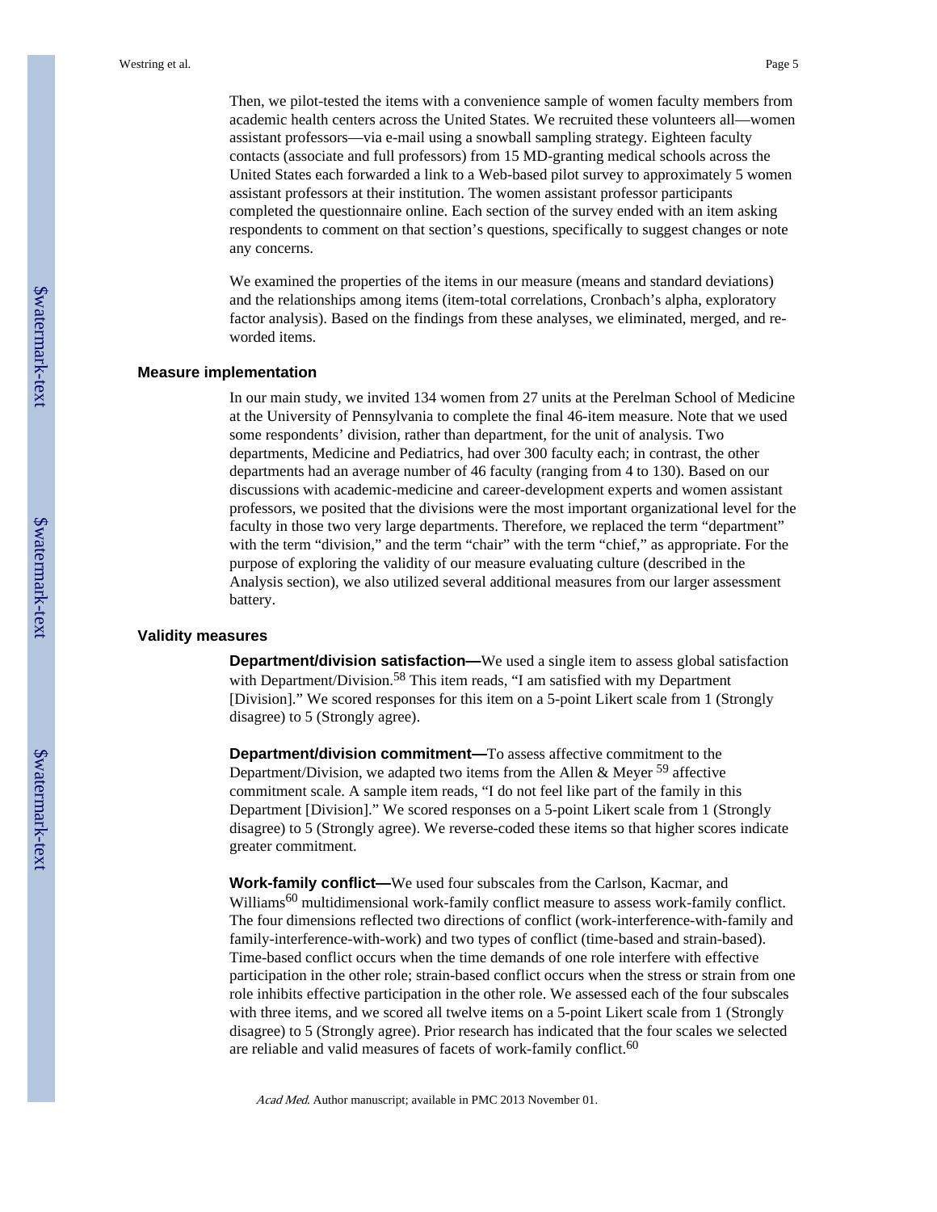Then, we pilot-tested the items with a convenience sample of women faculty members from academic health centers across the United States. We recruited these volunteers all—women assistant professors—via e-mail using a snowball sampling strategy. Eighteen faculty contacts (associate and full professors) from 15 MD-granting medical schools across the United States each forwarded a link to a Web-based pilot survey to approximately 5 women assistant professors at their institution. The women assistant professor participants completed the questionnaire online. Each section of the survey ended with an item asking respondents to comment on that section's questions, specifically to suggest changes or note any concerns.

We examined the properties of the items in our measure (means and standard deviations) and the relationships among items (item-total correlations, Cronbach's alpha, exploratory factor analysis). Based on the findings from these analyses, we eliminated, merged, and re-worded items.

### Measure implementation

In our main study, we invited 134 women from 27 units at the Perelman School of Medicine at the University of Pennsylvania to complete the final 46-item measure. Note that we used some respondents' division, rather than department, for the unit of analysis. Two departments, Medicine and Pediatrics, had over 300 faculty each; in contrast, the other departments had an average number of 46 faculty (ranging from 4 to 130). Based on our discussions with academic-medicine and career-development experts and women assistant professors, we posited that the divisions were the most important organizational level for the faculty in those two very large departments. Therefore, we replaced the term "department" with the term "division," and the term "chair" with the term "chief," as appropriate. For the purpose of exploring the validity of our measure evaluating culture (described in the Analysis section), we also utilized several additional measures from our larger assessment battery.

### Validity measures

**Department/division satisfaction—**We used a single item to assess global satisfaction with Department/Division.[58] This item reads, "I am satisfied with my Department [Division]." We scored responses for this item on a 5-point Likert scale from 1 (Strongly disagree) to 5 (Strongly agree).

**Department/division commitment—**To assess affective commitment to the Department/Division, we adapted two items from the Allen & Meyer [59] affective commitment scale. A sample item reads, "I do not feel like part of the family in this Department [Division]." We scored responses on a 5-point Likert scale from 1 (Strongly disagree) to 5 (Strongly agree). We reverse-coded these items so that higher scores indicate greater commitment.

**Work-family conflict—**We used four subscales from the Carlson, Kacmar, and Williams[60] multidimensional work-family conflict measure to assess work-family conflict. The four dimensions reflected two directions of conflict (work-interference-with-family and family-interference-with-work) and two types of conflict (time-based and strain-based). Time-based conflict occurs when the time demands of one role interfere with effective participation in the other role; strain-based conflict occurs when the stress or strain from one role inhibits effective participation in the other role. We assessed each of the four subscales with three items, and we scored all twelve items on a 5-point Likert scale from 1 (Strongly disagree) to 5 (Strongly agree). Prior research has indicated that the four scales we selected are reliable and valid measures of facets of work-family conflict.[60]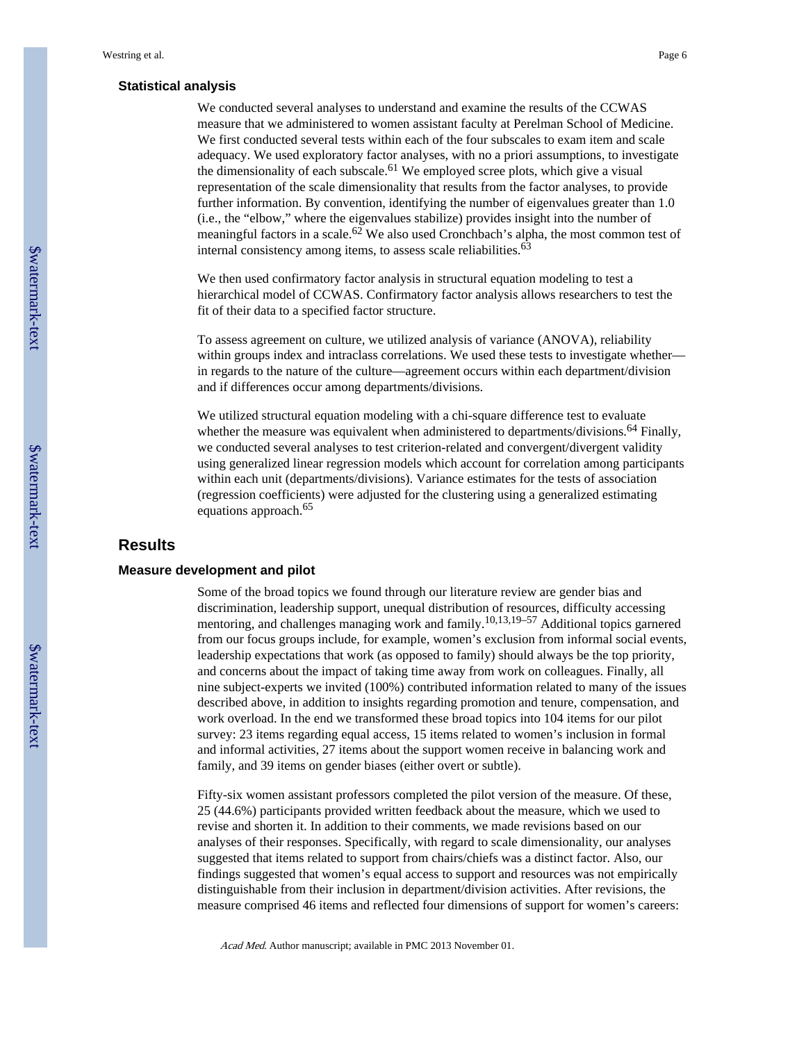### Statistical analysis

We conducted several analyses to understand and examine the results of the CCWAS measure that we administered to women assistant faculty at Perelman School of Medicine. We first conducted several tests within each of the four subscales to exam item and scale adequacy. We used exploratory factor analyses, with no a priori assumptions, to investigate the dimensionality of each subscale.[61] We employed scree plots, which give a visual representation of the scale dimensionality that results from the factor analyses, to provide further information. By convention, identifying the number of eigenvalues greater than 1.0 (i.e., the "elbow," where the eigenvalues stabilize) provides insight into the number of meaningful factors in a scale.[62] We also used Cronchbach's alpha, the most common test of internal consistency among items, to assess scale reliabilities.[63]

We then used confirmatory factor analysis in structural equation modeling to test a hierarchical model of CCWAS. Confirmatory factor analysis allows researchers to test the fit of their data to a specified factor structure.

To assess agreement on culture, we utilized analysis of variance (ANOVA), reliability within groups index and intraclass correlations. We used these tests to investigate whether—in regards to the nature of the culture—agreement occurs within each department/division and if differences occur among departments/divisions.

We utilized structural equation modeling with a chi-square difference test to evaluate whether the measure was equivalent when administered to departments/divisions.[64] Finally, we conducted several analyses to test criterion-related and convergent/divergent validity using generalized linear regression models which account for correlation among participants within each unit (departments/divisions). Variance estimates for the tests of association (regression coefficients) were adjusted for the clustering using a generalized estimating equations approach.[65]

## Results

### Measure development and pilot

Some of the broad topics we found through our literature review are gender bias and discrimination, leadership support, unequal distribution of resources, difficulty accessing mentoring, and challenges managing work and family.[10,13,19–57] Additional topics garnered from our focus groups include, for example, women's exclusion from informal social events, leadership expectations that work (as opposed to family) should always be the top priority, and concerns about the impact of taking time away from work on colleagues. Finally, all nine subject-experts we invited (100%) contributed information related to many of the issues described above, in addition to insights regarding promotion and tenure, compensation, and work overload. In the end we transformed these broad topics into 104 items for our pilot survey: 23 items regarding equal access, 15 items related to women's inclusion in formal and informal activities, 27 items about the support women receive in balancing work and family, and 39 items on gender biases (either overt or subtle).

Fifty-six women assistant professors completed the pilot version of the measure. Of these, 25 (44.6%) participants provided written feedback about the measure, which we used to revise and shorten it. In addition to their comments, we made revisions based on our analyses of their responses. Specifically, with regard to scale dimensionality, our analyses suggested that items related to support from chairs/chiefs was a distinct factor. Also, our findings suggested that women's equal access to support and resources was not empirically distinguishable from their inclusion in department/division activities. After revisions, the measure comprised 46 items and reflected four dimensions of support for women's careers: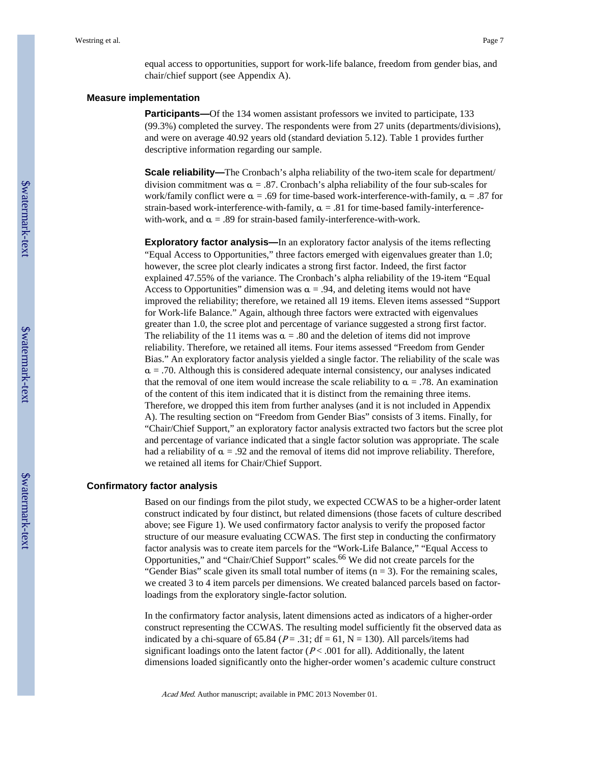equal access to opportunities, support for work-life balance, freedom from gender bias, and chair/chief support (see Appendix A).

## Measure implementation

**Participants—**Of the 134 women assistant professors we invited to participate, 133 (99.3%) completed the survey. The respondents were from 27 units (departments/divisions), and were on average 40.92 years old (standard deviation 5.12). Table 1 provides further descriptive information regarding our sample.

**Scale reliability—**The Cronbach's alpha reliability of the two-item scale for department/division commitment was $\alpha = .87$. Cronbach's alpha reliability of the four sub-scales for work/family conflict were $\alpha = .69$ for time-based work-interference-with-family, $\alpha = .87$ for strain-based work-interference-with-family, $\alpha = .81$ for time-based family-interference-with-work, and $\alpha = .89$ for strain-based family-interference-with-work.

**Exploratory factor analysis—**In an exploratory factor analysis of the items reflecting "Equal Access to Opportunities," three factors emerged with eigenvalues greater than 1.0; however, the scree plot clearly indicates a strong first factor. Indeed, the first factor explained 47.55% of the variance. The Cronbach's alpha reliability of the 19-item "Equal Access to Opportunities" dimension was $\alpha = .94$, and deleting items would not have improved the reliability; therefore, we retained all 19 items. Eleven items assessed "Support for Work-life Balance." Again, although three factors were extracted with eigenvalues greater than 1.0, the scree plot and percentage of variance suggested a strong first factor. The reliability of the 11 items was $\alpha = .80$ and the deletion of items did not improve reliability. Therefore, we retained all items. Four items assessed "Freedom from Gender Bias." An exploratory factor analysis yielded a single factor. The reliability of the scale was $\alpha = .70$. Although this is considered adequate internal consistency, our analyses indicated that the removal of one item would increase the scale reliability to $\alpha = .78$. An examination of the content of this item indicated that it is distinct from the remaining three items. Therefore, we dropped this item from further analyses (and it is not included in Appendix A). The resulting section on "Freedom from Gender Bias" consists of 3 items. Finally, for "Chair/Chief Support," an exploratory factor analysis extracted two factors but the scree plot and percentage of variance indicated that a single factor solution was appropriate. The scale had a reliability of $\alpha = .92$ and the removal of items did not improve reliability. Therefore, we retained all items for Chair/Chief Support.

## Confirmatory factor analysis

Based on our findings from the pilot study, we expected CCWAS to be a higher-order latent construct indicated by four distinct, but related dimensions (those facets of culture described above; see Figure 1). We used confirmatory factor analysis to verify the proposed factor structure of our measure evaluating CCWAS. The first step in conducting the confirmatory factor analysis was to create item parcels for the "Work-Life Balance," "Equal Access to Opportunities," and "Chair/Chief Support" scales.[66] We did not create parcels for the "Gender Bias" scale given its small total number of items ($n = 3$). For the remaining scales, we created 3 to 4 item parcels per dimensions. We created balanced parcels based on factor-loadings from the exploratory single-factor solution.

In the confirmatory factor analysis, latent dimensions acted as indicators of a higher-order construct representing the CCWAS. The resulting model sufficiently fit the observed data as indicated by a chi-square of 65.84 ($P = .31$; df = 61, N = 130). All parcels/items had significant loadings onto the latent factor ($P < .001$ for all). Additionally, the latent dimensions loaded significantly onto the higher-order women's academic culture construct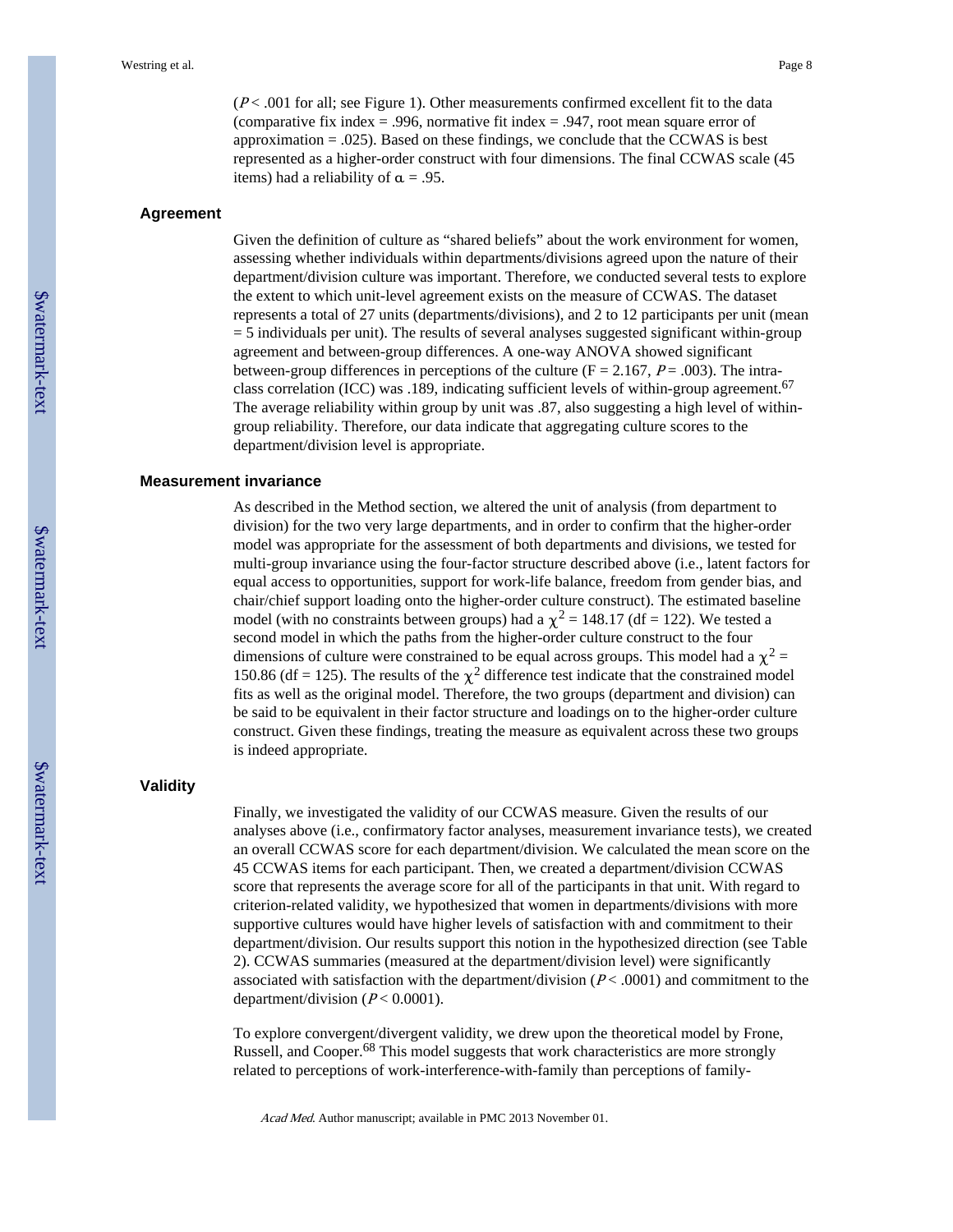($P < .001$ for all; see Figure 1). Other measurements confirmed excellent fit to the data (comparative fix index = .996, normative fit index = .947, root mean square error of approximation = .025). Based on these findings, we conclude that the CCWAS is best represented as a higher-order construct with four dimensions. The final CCWAS scale (45 items) had a reliability of $\alpha = .95$.

## Agreement

Given the definition of culture as "shared beliefs" about the work environment for women, assessing whether individuals within departments/divisions agreed upon the nature of their department/division culture was important. Therefore, we conducted several tests to explore the extent to which unit-level agreement exists on the measure of CCWAS. The dataset represents a total of 27 units (departments/divisions), and 2 to 12 participants per unit (mean = 5 individuals per unit). The results of several analyses suggested significant within-group agreement and between-group differences. A one-way ANOVA showed significant between-group differences in perceptions of the culture ($F = 2.167$, $P = .003$). The intra-class correlation (ICC) was .189, indicating sufficient levels of within-group agreement.[67] The average reliability within group by unit was .87, also suggesting a high level of within-group reliability. Therefore, our data indicate that aggregating culture scores to the department/division level is appropriate.

## Measurement invariance

As described in the Method section, we altered the unit of analysis (from department to division) for the two very large departments, and in order to confirm that the higher-order model was appropriate for the assessment of both departments and divisions, we tested for multi-group invariance using the four-factor structure described above (i.e., latent factors for equal access to opportunities, support for work-life balance, freedom from gender bias, and chair/chief support loading onto the higher-order culture construct). The estimated baseline model (with no constraints between groups) had a $\chi^2 = 148.17$ (df = 122). We tested a second model in which the paths from the higher-order culture construct to the four dimensions of culture were constrained to be equal across groups. This model had a $\chi^2 = 150.86$ (df = 125). The results of the $\chi^2$ difference test indicate that the constrained model fits as well as the original model. Therefore, the two groups (department and division) can be said to be equivalent in their factor structure and loadings on to the higher-order culture construct. Given these findings, treating the measure as equivalent across these two groups is indeed appropriate.

## Validity

Finally, we investigated the validity of our CCWAS measure. Given the results of our analyses above (i.e., confirmatory factor analyses, measurement invariance tests), we created an overall CCWAS score for each department/division. We calculated the mean score on the 45 CCWAS items for each participant. Then, we created a department/division CCWAS score that represents the average score for all of the participants in that unit. With regard to criterion-related validity, we hypothesized that women in departments/divisions with more supportive cultures would have higher levels of satisfaction with and commitment to their department/division. Our results support this notion in the hypothesized direction (see Table 2). CCWAS summaries (measured at the department/division level) were significantly associated with satisfaction with the department/division ($P < .0001$) and commitment to the department/division ($P < 0.0001$).

To explore convergent/divergent validity, we drew upon the theoretical model by Frone, Russell, and Cooper.[68] This model suggests that work characteristics are more strongly related to perceptions of work-interference-with-family than perceptions of family-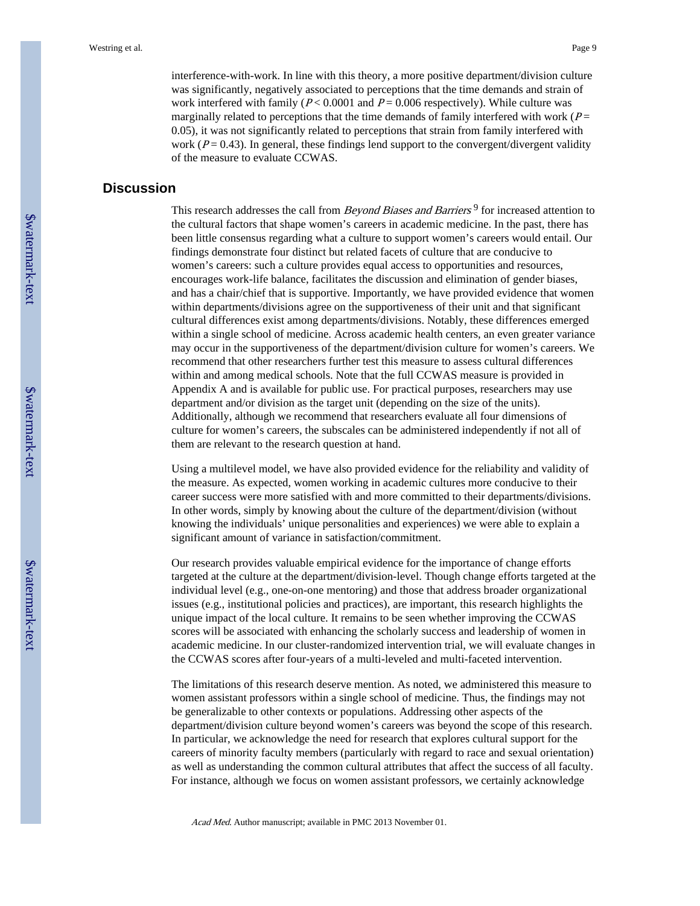interference-with-work. In line with this theory, a more positive department/division culture was significantly, negatively associated to perceptions that the time demands and strain of work interfered with family ($P < 0.0001$ and $P = 0.006$ respectively). While culture was marginally related to perceptions that the time demands of family interfered with work ($P = 0.05$), it was not significantly related to perceptions that strain from family interfered with work ($P = 0.43$). In general, these findings lend support to the convergent/divergent validity of the measure to evaluate CCWAS.

## Discussion

This research addresses the call from *Beyond Biases and Barriers*[9] for increased attention to the cultural factors that shape women's careers in academic medicine. In the past, there has been little consensus regarding what a culture to support women's careers would entail. Our findings demonstrate four distinct but related facets of culture that are conducive to women's careers: such a culture provides equal access to opportunities and resources, encourages work-life balance, facilitates the discussion and elimination of gender biases, and has a chair/chief that is supportive. Importantly, we have provided evidence that women within departments/divisions agree on the supportiveness of their unit and that significant cultural differences exist among departments/divisions. Notably, these differences emerged within a single school of medicine. Across academic health centers, an even greater variance may occur in the supportiveness of the department/division culture for women's careers. We recommend that other researchers further test this measure to assess cultural differences within and among medical schools. Note that the full CCWAS measure is provided in Appendix A and is available for public use. For practical purposes, researchers may use department and/or division as the target unit (depending on the size of the units). Additionally, although we recommend that researchers evaluate all four dimensions of culture for women's careers, the subscales can be administered independently if not all of them are relevant to the research question at hand.

Using a multilevel model, we have also provided evidence for the reliability and validity of the measure. As expected, women working in academic cultures more conducive to their career success were more satisfied with and more committed to their departments/divisions. In other words, simply by knowing about the culture of the department/division (without knowing the individuals' unique personalities and experiences) we were able to explain a significant amount of variance in satisfaction/commitment.

Our research provides valuable empirical evidence for the importance of change efforts targeted at the culture at the department/division-level. Though change efforts targeted at the individual level (e.g., one-on-one mentoring) and those that address broader organizational issues (e.g., institutional policies and practices), are important, this research highlights the unique impact of the local culture. It remains to be seen whether improving the CCWAS scores will be associated with enhancing the scholarly success and leadership of women in academic medicine. In our cluster-randomized intervention trial, we will evaluate changes in the CCWAS scores after four-years of a multi-leveled and multi-faceted intervention.

The limitations of this research deserve mention. As noted, we administered this measure to women assistant professors within a single school of medicine. Thus, the findings may not be generalizable to other contexts or populations. Addressing other aspects of the department/division culture beyond women's careers was beyond the scope of this research. In particular, we acknowledge the need for research that explores cultural support for the careers of minority faculty members (particularly with regard to race and sexual orientation) as well as understanding the common cultural attributes that affect the success of all faculty. For instance, although we focus on women assistant professors, we certainly acknowledge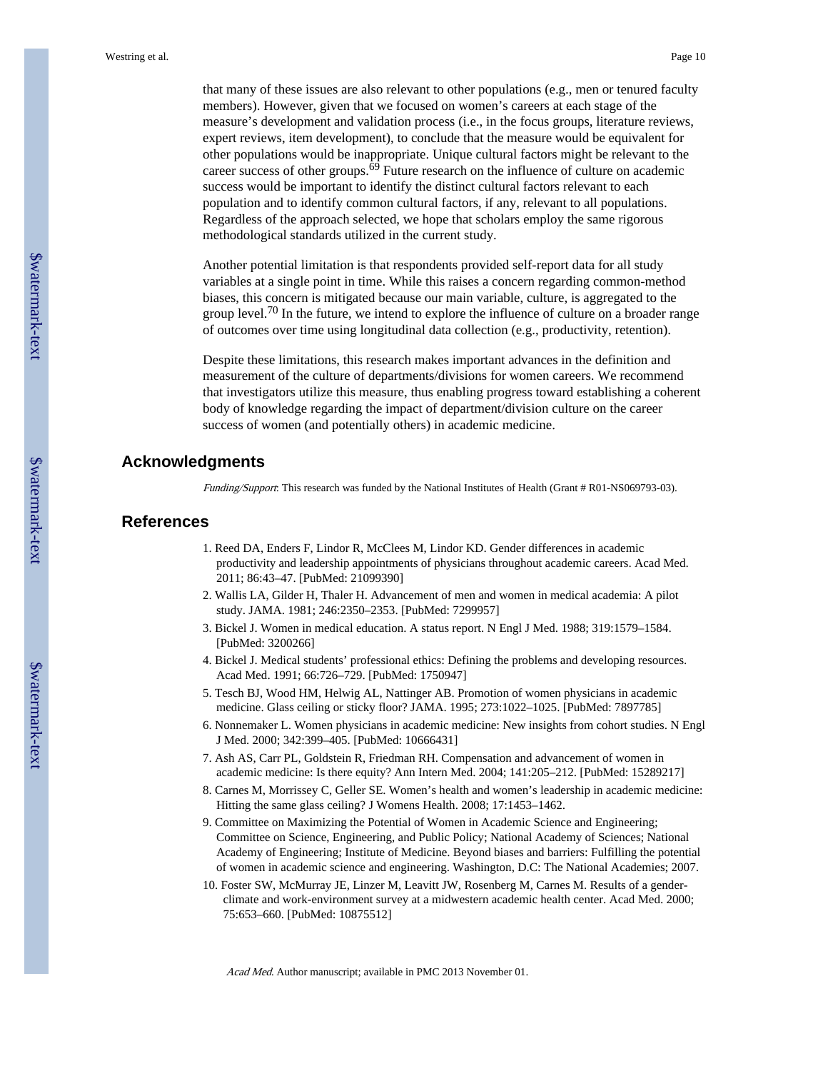that many of these issues are also relevant to other populations (e.g., men or tenured faculty members). However, given that we focused on women's careers at each stage of the measure's development and validation process (i.e., in the focus groups, literature reviews, expert reviews, item development), to conclude that the measure would be equivalent for other populations would be inappropriate. Unique cultural factors might be relevant to the career success of other groups.[69] Future research on the influence of culture on academic success would be important to identify the distinct cultural factors relevant to each population and to identify common cultural factors, if any, relevant to all populations. Regardless of the approach selected, we hope that scholars employ the same rigorous methodological standards utilized in the current study.

Another potential limitation is that respondents provided self-report data for all study variables at a single point in time. While this raises a concern regarding common-method biases, this concern is mitigated because our main variable, culture, is aggregated to the group level.[70] In the future, we intend to explore the influence of culture on a broader range of outcomes over time using longitudinal data collection (e.g., productivity, retention).

Despite these limitations, this research makes important advances in the definition and measurement of the culture of departments/divisions for women careers. We recommend that investigators utilize this measure, thus enabling progress toward establishing a coherent body of knowledge regarding the impact of department/division culture on the career success of women (and potentially others) in academic medicine.

## Acknowledgments

*Funding/Support*: This research was funded by the National Institutes of Health (Grant # R01-NS069793-03).

## References

1. Reed DA, Enders F, Lindor R, McClees M, Lindor KD. Gender differences in academic productivity and leadership appointments of physicians throughout academic careers. Acad Med. 2011; 86:43–47. [PubMed: 21099390]
2. Wallis LA, Gilder H, Thaler H. Advancement of men and women in medical academia: A pilot study. JAMA. 1981; 246:2350–2353. [PubMed: 7299957]
3. Bickel J. Women in medical education. A status report. N Engl J Med. 1988; 319:1579–1584. [PubMed: 3200266]
4. Bickel J. Medical students' professional ethics: Defining the problems and developing resources. Acad Med. 1991; 66:726–729. [PubMed: 1750947]
5. Tesch BJ, Wood HM, Helwig AL, Nattinger AB. Promotion of women physicians in academic medicine. Glass ceiling or sticky floor? JAMA. 1995; 273:1022–1025. [PubMed: 7897785]
6. Nonnemaker L. Women physicians in academic medicine: New insights from cohort studies. N Engl J Med. 2000; 342:399–405. [PubMed: 10666431]
7. Ash AS, Carr PL, Goldstein R, Friedman RH. Compensation and advancement of women in academic medicine: Is there equity? Ann Intern Med. 2004; 141:205–212. [PubMed: 15289217]
8. Carnes M, Morrissey C, Geller SE. Women's health and women's leadership in academic medicine: Hitting the same glass ceiling? J Womens Health. 2008; 17:1453–1462.
9. Committee on Maximizing the Potential of Women in Academic Science and Engineering; Committee on Science, Engineering, and Public Policy; National Academy of Sciences; National Academy of Engineering; Institute of Medicine. Beyond biases and barriers: Fulfilling the potential of women in academic science and engineering. Washington, D.C: The National Academies; 2007.
10. Foster SW, McMurray JE, Linzer M, Leavitt JW, Rosenberg M, Carnes M. Results of a gender-climate and work-environment survey at a midwestern academic health center. Acad Med. 2000; 75:653–660. [PubMed: 10875512]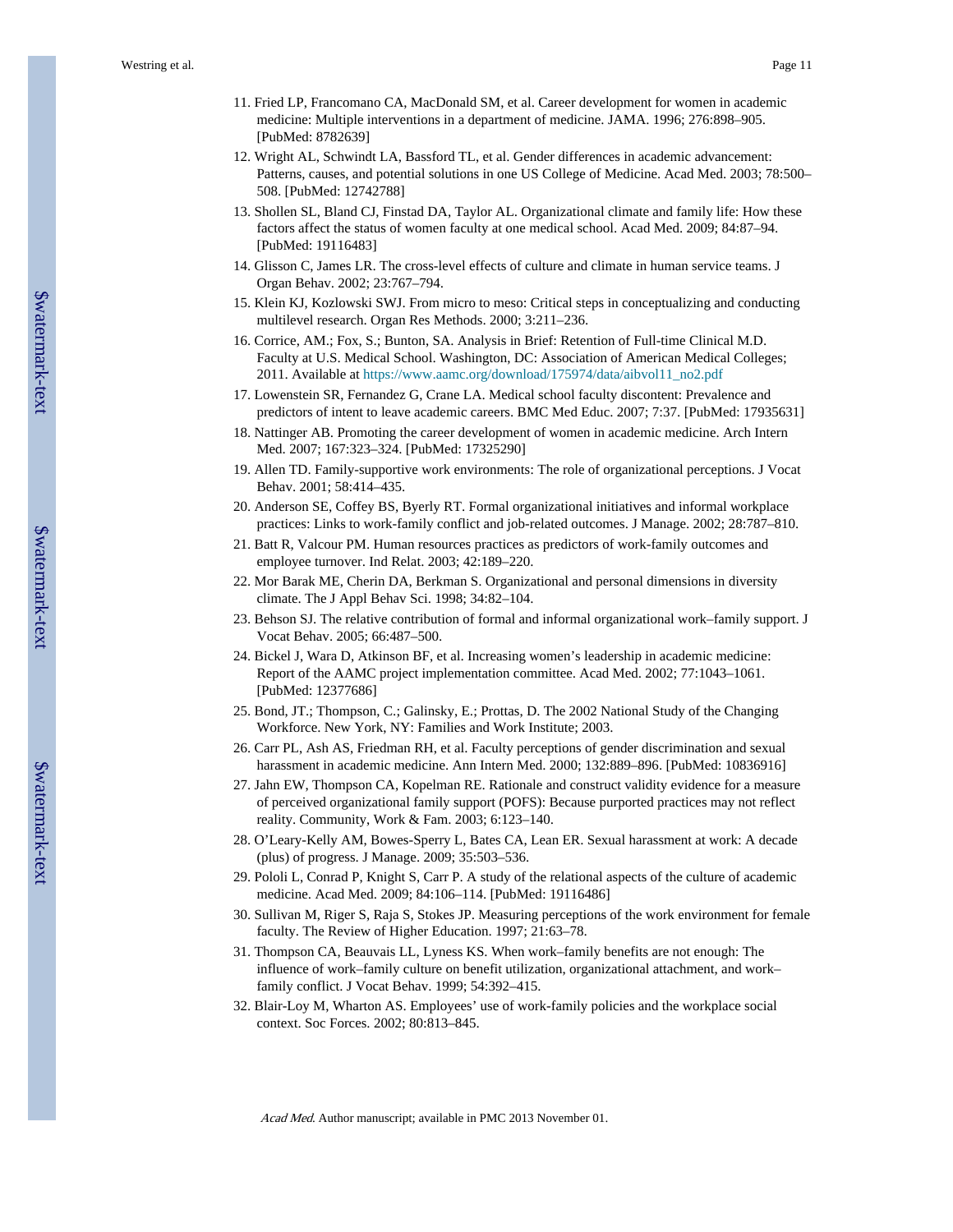11. Fried LP, Francomano CA, MacDonald SM, et al. Career development for women in academic medicine: Multiple interventions in a department of medicine. JAMA. 1996; 276:898–905. [PubMed: 8782639]
12. Wright AL, Schwindt LA, Bassford TL, et al. Gender differences in academic advancement: Patterns, causes, and potential solutions in one US College of Medicine. Acad Med. 2003; 78:500–508. [PubMed: 12742788]
13. Shollen SL, Bland CJ, Finstad DA, Taylor AL. Organizational climate and family life: How these factors affect the status of women faculty at one medical school. Acad Med. 2009; 84:87–94. [PubMed: 19116483]
14. Glisson C, James LR. The cross-level effects of culture and climate in human service teams. J Organ Behav. 2002; 23:767–794.
15. Klein KJ, Kozlowski SWJ. From micro to meso: Critical steps in conceptualizing and conducting multilevel research. Organ Res Methods. 2000; 3:211–236.
16. Corrice, AM.; Fox, S.; Bunton, SA. Analysis in Brief: Retention of Full-time Clinical M.D. Faculty at U.S. Medical School. Washington, DC: Association of American Medical Colleges; 2011. Available at https://www.aamc.org/download/175974/data/aibvol11_no2.pdf
17. Lowenstein SR, Fernandez G, Crane LA. Medical school faculty discontent: Prevalence and predictors of intent to leave academic careers. BMC Med Educ. 2007; 7:37. [PubMed: 17935631]
18. Nattinger AB. Promoting the career development of women in academic medicine. Arch Intern Med. 2007; 167:323–324. [PubMed: 17325290]
19. Allen TD. Family-supportive work environments: The role of organizational perceptions. J Vocat Behav. 2001; 58:414–435.
20. Anderson SE, Coffey BS, Byerly RT. Formal organizational initiatives and informal workplace practices: Links to work-family conflict and job-related outcomes. J Manage. 2002; 28:787–810.
21. Batt R, Valcour PM. Human resources practices as predictors of work-family outcomes and employee turnover. Ind Relat. 2003; 42:189–220.
22. Mor Barak ME, Cherin DA, Berkman S. Organizational and personal dimensions in diversity climate. The J Appl Behav Sci. 1998; 34:82–104.
23. Behson SJ. The relative contribution of formal and informal organizational work–family support. J Vocat Behav. 2005; 66:487–500.
24. Bickel J, Wara D, Atkinson BF, et al. Increasing women's leadership in academic medicine: Report of the AAMC project implementation committee. Acad Med. 2002; 77:1043–1061. [PubMed: 12377686]
25. Bond, JT.; Thompson, C.; Galinsky, E.; Prottas, D. The 2002 National Study of the Changing Workforce. New York, NY: Families and Work Institute; 2003.
26. Carr PL, Ash AS, Friedman RH, et al. Faculty perceptions of gender discrimination and sexual harassment in academic medicine. Ann Intern Med. 2000; 132:889–896. [PubMed: 10836916]
27. Jahn EW, Thompson CA, Kopelman RE. Rationale and construct validity evidence for a measure of perceived organizational family support (POFS): Because purported practices may not reflect reality. Community, Work & Fam. 2003; 6:123–140.
28. O'Leary-Kelly AM, Bowes-Sperry L, Bates CA, Lean ER. Sexual harassment at work: A decade (plus) of progress. J Manage. 2009; 35:503–536.
29. Pololi L, Conrad P, Knight S, Carr P. A study of the relational aspects of the culture of academic medicine. Acad Med. 2009; 84:106–114. [PubMed: 19116486]
30. Sullivan M, Riger S, Raja S, Stokes JP. Measuring perceptions of the work environment for female faculty. The Review of Higher Education. 1997; 21:63–78.
31. Thompson CA, Beauvais LL, Lyness KS. When work–family benefits are not enough: The influence of work–family culture on benefit utilization, organizational attachment, and work–family conflict. J Vocat Behav. 1999; 54:392–415.
32. Blair-Loy M, Wharton AS. Employees' use of work-family policies and the workplace social context. Soc Forces. 2002; 80:813–845.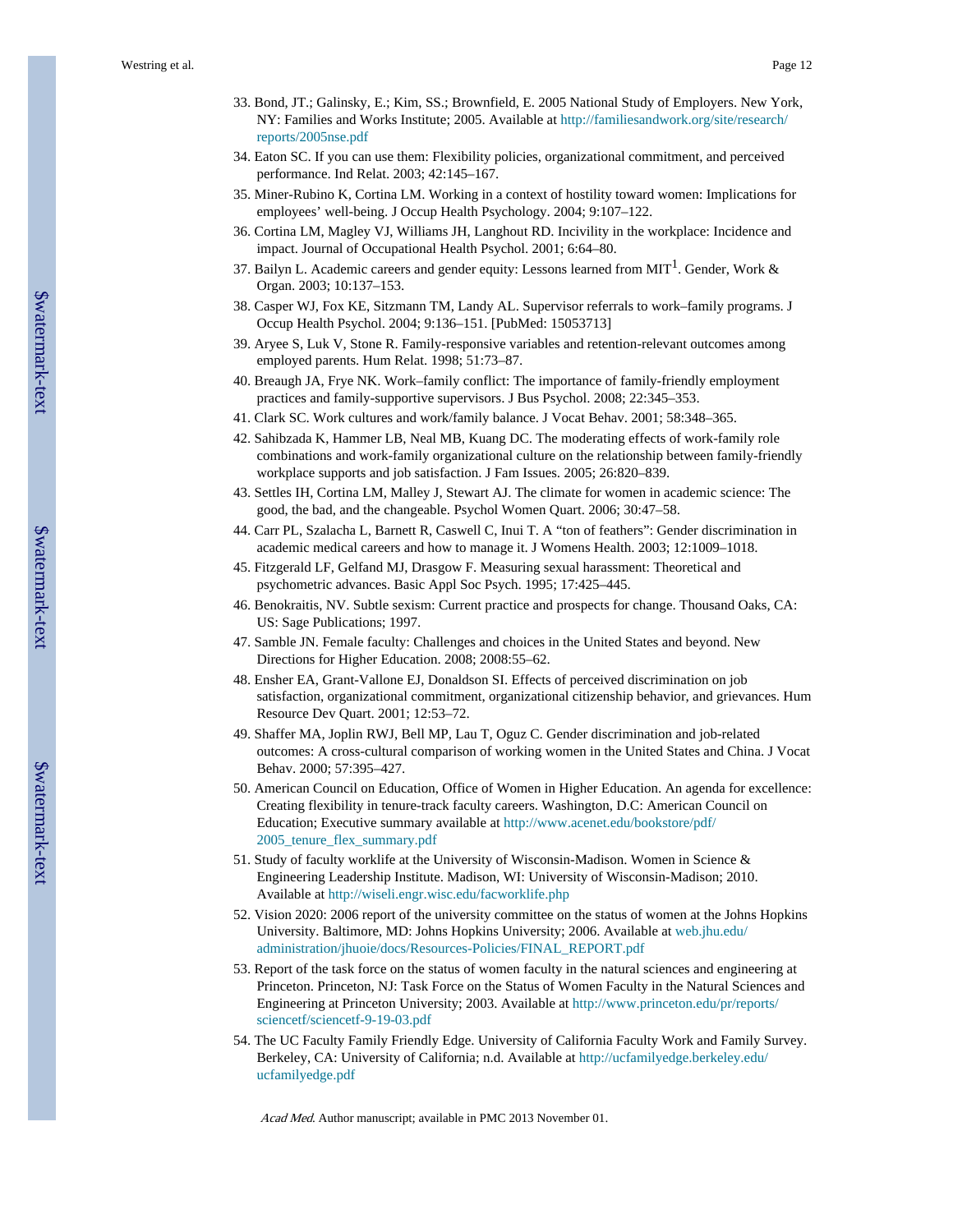33. Bond, JT.; Galinsky, E.; Kim, SS.; Brownfield, E. 2005 National Study of Employers. New York, NY: Families and Works Institute; 2005. Available at http://familiesandwork.org/site/research/reports/2005nse.pdf
34. Eaton SC. If you can use them: Flexibility policies, organizational commitment, and perceived performance. Ind Relat. 2003; 42:145–167.
35. Miner-Rubino K, Cortina LM. Working in a context of hostility toward women: Implications for employees' well-being. J Occup Health Psychology. 2004; 9:107–122.
36. Cortina LM, Magley VJ, Williams JH, Langhout RD. Incivility in the workplace: Incidence and impact. Journal of Occupational Health Psychol. 2001; 6:64–80.
37. Bailyn L. Academic careers and gender equity: Lessons learned from MIT[1]. Gender, Work & Organ. 2003; 10:137–153.
38. Casper WJ, Fox KE, Sitzmann TM, Landy AL. Supervisor referrals to work–family programs. J Occup Health Psychol. 2004; 9:136–151. [PubMed: 15053713]
39. Aryee S, Luk V, Stone R. Family-responsive variables and retention-relevant outcomes among employed parents. Hum Relat. 1998; 51:73–87.
40. Breaugh JA, Frye NK. Work–family conflict: The importance of family-friendly employment practices and family-supportive supervisors. J Bus Psychol. 2008; 22:345–353.
41. Clark SC. Work cultures and work/family balance. J Vocat Behav. 2001; 58:348–365.
42. Sahibzada K, Hammer LB, Neal MB, Kuang DC. The moderating effects of work-family role combinations and work-family organizational culture on the relationship between family-friendly workplace supports and job satisfaction. J Fam Issues. 2005; 26:820–839.
43. Settles IH, Cortina LM, Malley J, Stewart AJ. The climate for women in academic science: The good, the bad, and the changeable. Psychol Women Quart. 2006; 30:47–58.
44. Carr PL, Szalacha L, Barnett R, Caswell C, Inui T. A "ton of feathers": Gender discrimination in academic medical careers and how to manage it. J Womens Health. 2003; 12:1009–1018.
45. Fitzgerald LF, Gelfand MJ, Drasgow F. Measuring sexual harassment: Theoretical and psychometric advances. Basic Appl Soc Psych. 1995; 17:425–445.
46. Benokraitis, NV. Subtle sexism: Current practice and prospects for change. Thousand Oaks, CA: US: Sage Publications; 1997.
47. Samble JN. Female faculty: Challenges and choices in the United States and beyond. New Directions for Higher Education. 2008; 2008:55–62.
48. Ensher EA, Grant-Vallone EJ, Donaldson SI. Effects of perceived discrimination on job satisfaction, organizational commitment, organizational citizenship behavior, and grievances. Hum Resource Dev Quart. 2001; 12:53–72.
49. Shaffer MA, Joplin RWJ, Bell MP, Lau T, Oguz C. Gender discrimination and job-related outcomes: A cross-cultural comparison of working women in the United States and China. J Vocat Behav. 2000; 57:395–427.
50. American Council on Education, Office of Women in Higher Education. An agenda for excellence: Creating flexibility in tenure-track faculty careers. Washington, D.C: American Council on Education; Executive summary available at http://www.acenet.edu/bookstore/pdf/2005_tenure_flex_summary.pdf
51. Study of faculty worklife at the University of Wisconsin-Madison. Women in Science & Engineering Leadership Institute. Madison, WI: University of Wisconsin-Madison; 2010. Available at http://wiseli.engr.wisc.edu/facworklife.php
52. Vision 2020: 2006 report of the university committee on the status of women at the Johns Hopkins University. Baltimore, MD: Johns Hopkins University; 2006. Available at web.jhu.edu/administration/jhuoie/docs/Resources-Policies/FINAL_REPORT.pdf
53. Report of the task force on the status of women faculty in the natural sciences and engineering at Princeton. Princeton, NJ: Task Force on the Status of Women Faculty in the Natural Sciences and Engineering at Princeton University; 2003. Available at http://www.princeton.edu/pr/reports/sciencetf/sciencetf-9-19-03.pdf
54. The UC Faculty Family Friendly Edge. University of California Faculty Work and Family Survey. Berkeley, CA: University of California; n.d. Available at http://ucfamilyedge.berkeley.edu/ucfamilyedge.pdf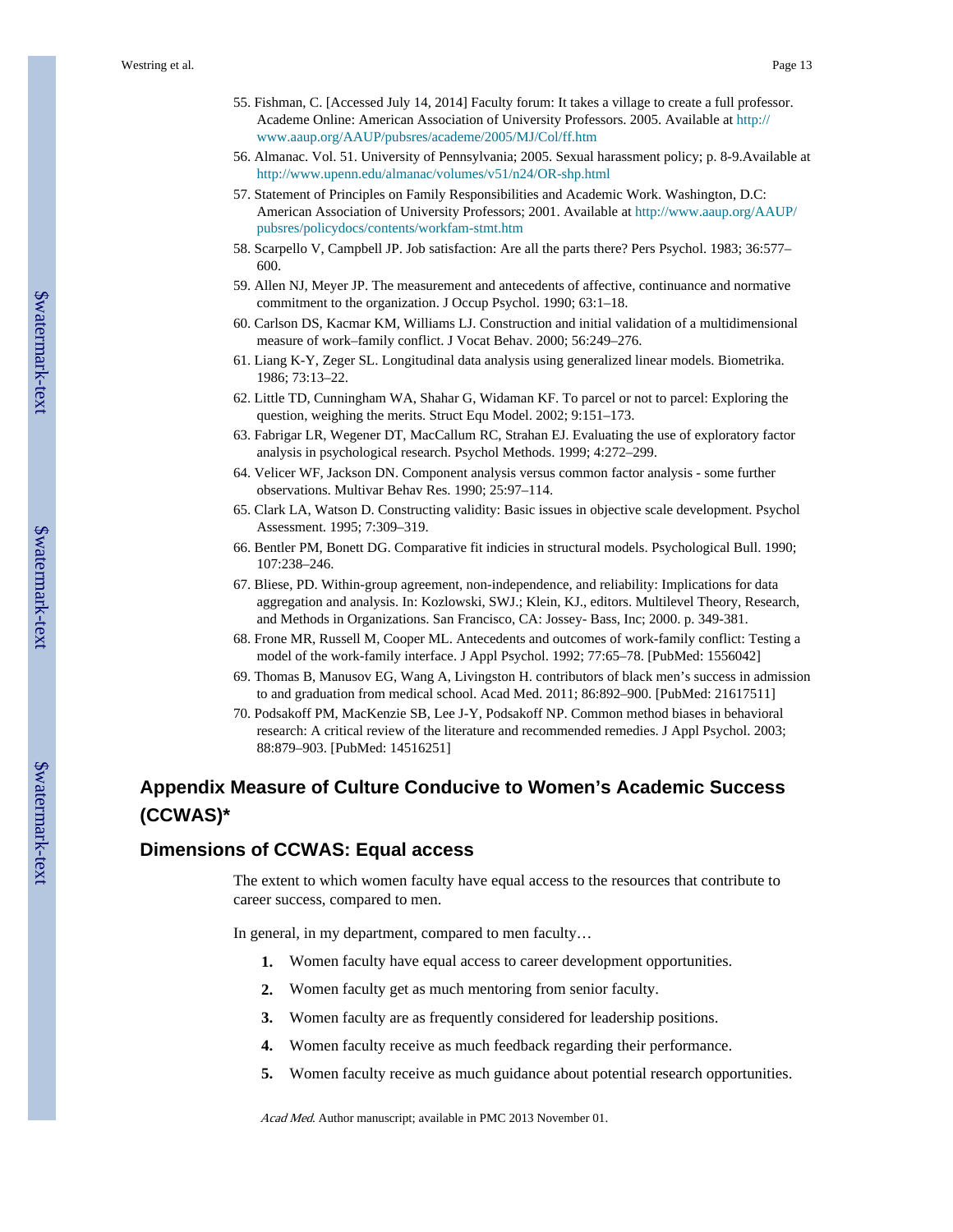55. Fishman, C. [Accessed July 14, 2014] Faculty forum: It takes a village to create a full professor. Academe Online: American Association of University Professors. 2005. Available at http://www.aaup.org/AAUP/pubsres/academe/2005/MJ/Col/ff.htm
56. Almanac. Vol. 51. University of Pennsylvania; 2005. Sexual harassment policy; p. 8-9.Available at http://www.upenn.edu/almanac/volumes/v51/n24/OR-shp.html
57. Statement of Principles on Family Responsibilities and Academic Work. Washington, D.C: American Association of University Professors; 2001. Available at http://www.aaup.org/AAUP/pubsres/policydocs/contents/workfam-stmt.htm
58. Scarpello V, Campbell JP. Job satisfaction: Are all the parts there? Pers Psychol. 1983; 36:577–600.
59. Allen NJ, Meyer JP. The measurement and antecedents of affective, continuance and normative commitment to the organization. J Occup Psychol. 1990; 63:1–18.
60. Carlson DS, Kacmar KM, Williams LJ. Construction and initial validation of a multidimensional measure of work–family conflict. J Vocat Behav. 2000; 56:249–276.
61. Liang K-Y, Zeger SL. Longitudinal data analysis using generalized linear models. Biometrika. 1986; 73:13–22.
62. Little TD, Cunningham WA, Shahar G, Widaman KF. To parcel or not to parcel: Exploring the question, weighing the merits. Struct Equ Model. 2002; 9:151–173.
63. Fabrigar LR, Wegener DT, MacCallum RC, Strahan EJ. Evaluating the use of exploratory factor analysis in psychological research. Psychol Methods. 1999; 4:272–299.
64. Velicer WF, Jackson DN. Component analysis versus common factor analysis - some further observations. Multivar Behav Res. 1990; 25:97–114.
65. Clark LA, Watson D. Constructing validity: Basic issues in objective scale development. Psychol Assessment. 1995; 7:309–319.
66. Bentler PM, Bonett DG. Comparative fit indicies in structural models. Psychological Bull. 1990; 107:238–246.
67. Bliese, PD. Within-group agreement, non-independence, and reliability: Implications for data aggregation and analysis. In: Kozlowski, SWJ.; Klein, KJ., editors. Multilevel Theory, Research, and Methods in Organizations. San Francisco, CA: Jossey- Bass, Inc; 2000. p. 349-381.
68. Frone MR, Russell M, Cooper ML. Antecedents and outcomes of work-family conflict: Testing a model of the work-family interface. J Appl Psychol. 1992; 77:65–78. [PubMed: 1556042]
69. Thomas B, Manusov EG, Wang A, Livingston H. contributors of black men's success in admission to and graduation from medical school. Acad Med. 2011; 86:892–900. [PubMed: 21617511]
70. Podsakoff PM, MacKenzie SB, Lee J-Y, Podsakoff NP. Common method biases in behavioral research: A critical review of the literature and recommended remedies. J Appl Psychol. 2003; 88:879–903. [PubMed: 14516251]

# Appendix Measure of Culture Conducive to Women's Academic Success (CCWAS)*

## Dimensions of CCWAS: Equal access

The extent to which women faculty have equal access to the resources that contribute to career success, compared to men.

In general, in my department, compared to men faculty…

1. Women faculty have equal access to career development opportunities.
2. Women faculty get as much mentoring from senior faculty.
3. Women faculty are as frequently considered for leadership positions.
4. Women faculty receive as much feedback regarding their performance.
5. Women faculty receive as much guidance about potential research opportunities.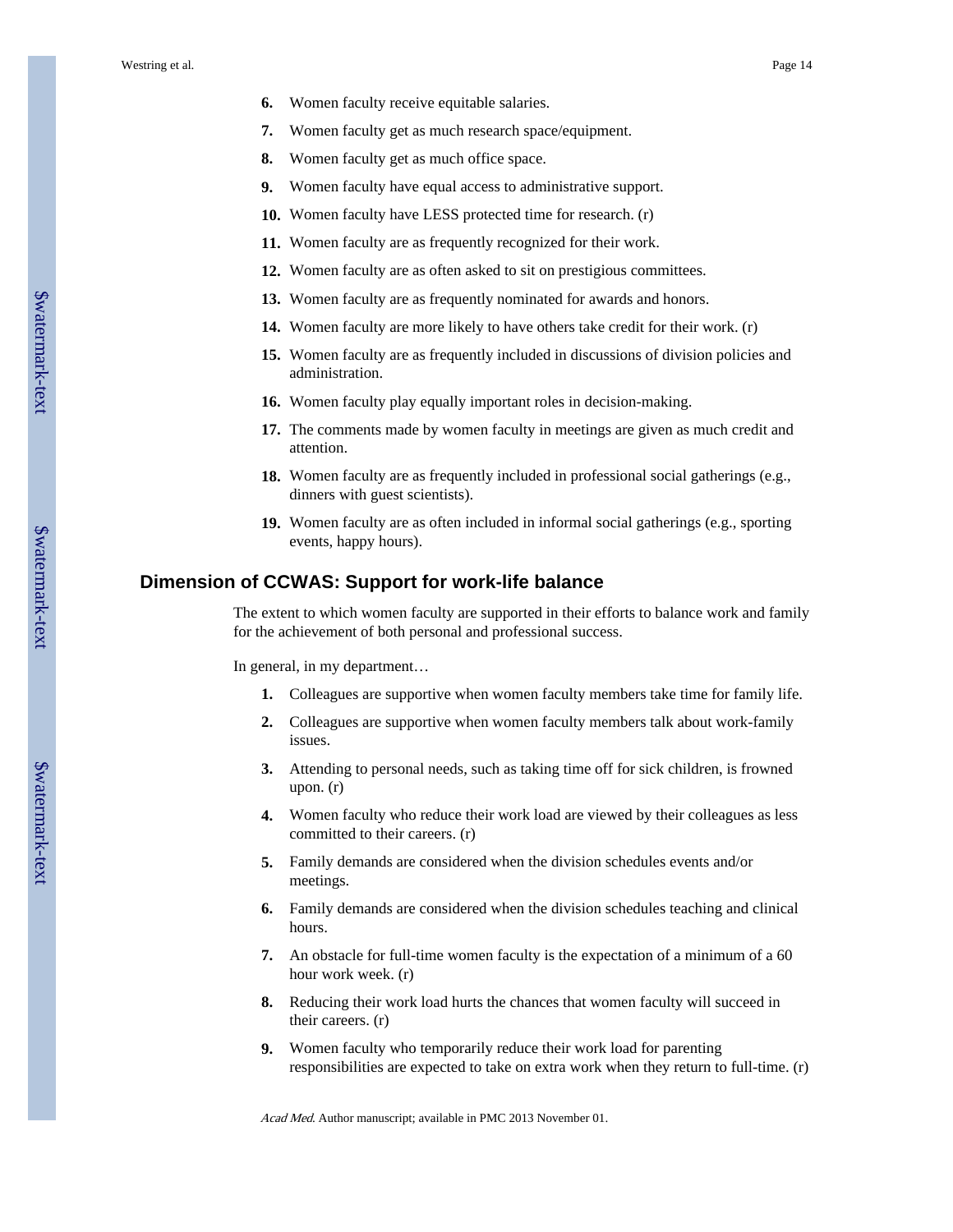6. Women faculty receive equitable salaries.
7. Women faculty get as much research space/equipment.
8. Women faculty get as much office space.
9. Women faculty have equal access to administrative support.
10. Women faculty have LESS protected time for research. (r)
11. Women faculty are as frequently recognized for their work.
12. Women faculty are as often asked to sit on prestigious committees.
13. Women faculty are as frequently nominated for awards and honors.
14. Women faculty are more likely to have others take credit for their work. (r)
15. Women faculty are as frequently included in discussions of division policies and administration.
16. Women faculty play equally important roles in decision-making.
17. The comments made by women faculty in meetings are given as much credit and attention.
18. Women faculty are as frequently included in professional social gatherings (e.g., dinners with guest scientists).
19. Women faculty are as often included in informal social gatherings (e.g., sporting events, happy hours).

## Dimension of CCWAS: Support for work-life balance

The extent to which women faculty are supported in their efforts to balance work and family for the achievement of both personal and professional success.

In general, in my department…

1. Colleagues are supportive when women faculty members take time for family life.
2. Colleagues are supportive when women faculty members talk about work-family issues.
3. Attending to personal needs, such as taking time off for sick children, is frowned upon. (r)
4. Women faculty who reduce their work load are viewed by their colleagues as less committed to their careers. (r)
5. Family demands are considered when the division schedules events and/or meetings.
6. Family demands are considered when the division schedules teaching and clinical hours.
7. An obstacle for full-time women faculty is the expectation of a minimum of a 60 hour work week. (r)
8. Reducing their work load hurts the chances that women faculty will succeed in their careers. (r)
9. Women faculty who temporarily reduce their work load for parenting responsibilities are expected to take on extra work when they return to full-time. (r)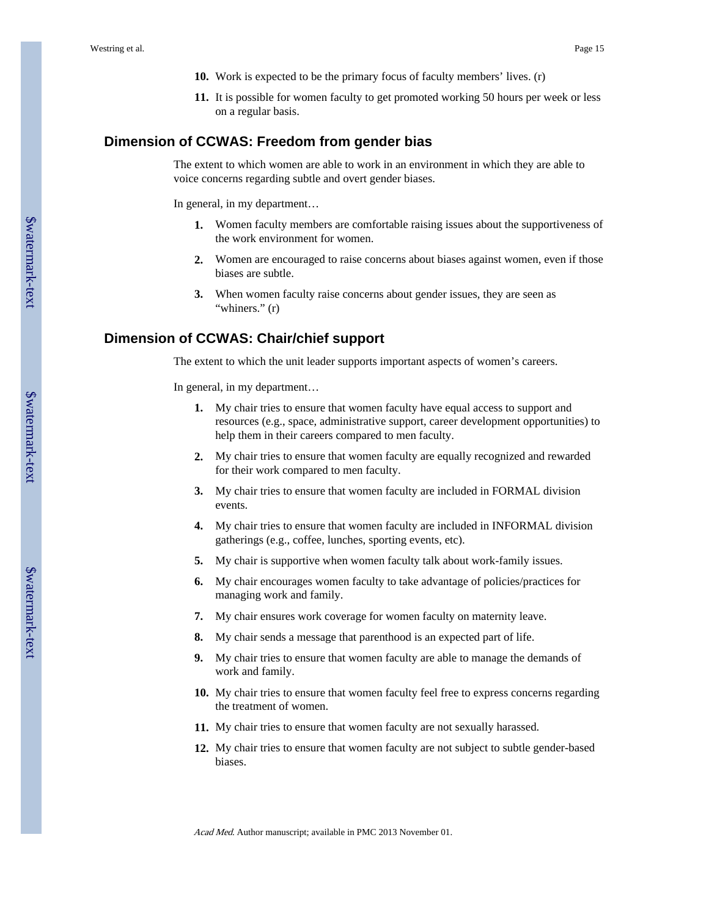10. Work is expected to be the primary focus of faculty members' lives. (r)
11. It is possible for women faculty to get promoted working 50 hours per week or less on a regular basis.

## Dimension of CCWAS: Freedom from gender bias

The extent to which women are able to work in an environment in which they are able to voice concerns regarding subtle and overt gender biases.

In general, in my department…

1. Women faculty members are comfortable raising issues about the supportiveness of the work environment for women.
2. Women are encouraged to raise concerns about biases against women, even if those biases are subtle.
3. When women faculty raise concerns about gender issues, they are seen as "whiners." (r)

## Dimension of CCWAS: Chair/chief support

The extent to which the unit leader supports important aspects of women's careers.

In general, in my department…

1. My chair tries to ensure that women faculty have equal access to support and resources (e.g., space, administrative support, career development opportunities) to help them in their careers compared to men faculty.
2. My chair tries to ensure that women faculty are equally recognized and rewarded for their work compared to men faculty.
3. My chair tries to ensure that women faculty are included in FORMAL division events.
4. My chair tries to ensure that women faculty are included in INFORMAL division gatherings (e.g., coffee, lunches, sporting events, etc).
5. My chair is supportive when women faculty talk about work-family issues.
6. My chair encourages women faculty to take advantage of policies/practices for managing work and family.
7. My chair ensures work coverage for women faculty on maternity leave.
8. My chair sends a message that parenthood is an expected part of life.
9. My chair tries to ensure that women faculty are able to manage the demands of work and family.
10. My chair tries to ensure that women faculty feel free to express concerns regarding the treatment of women.
11. My chair tries to ensure that women faculty are not sexually harassed.
12. My chair tries to ensure that women faculty are not subject to subtle gender-based biases.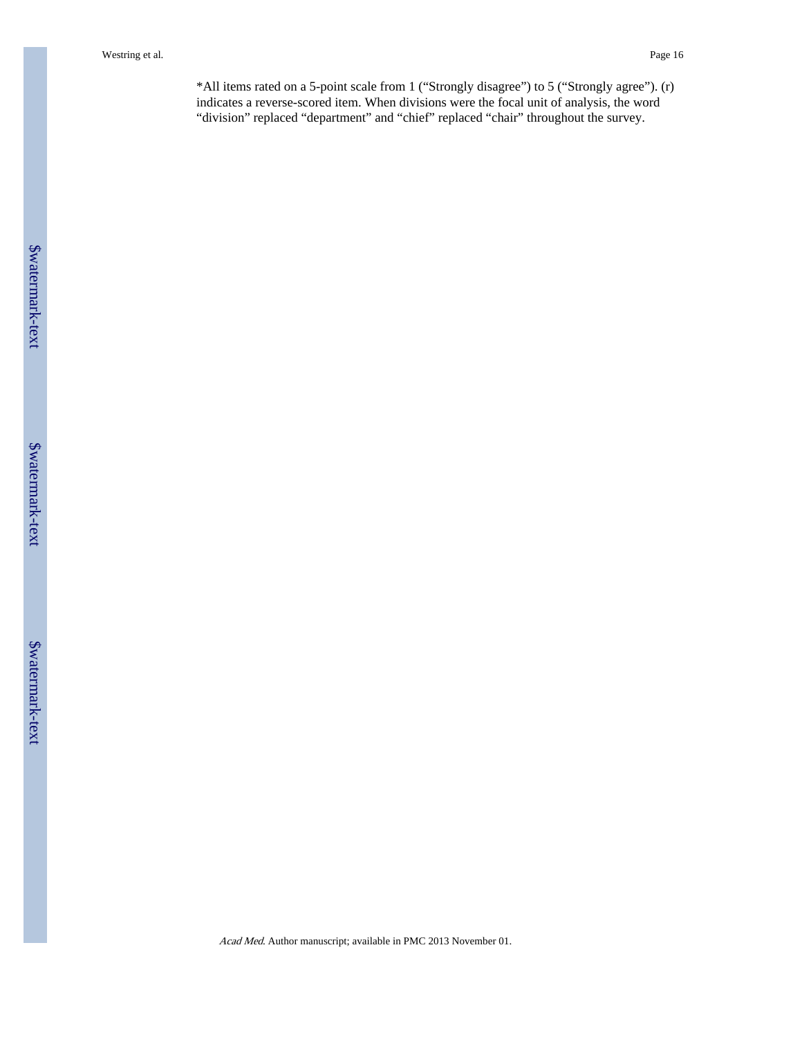*All items rated on a 5-point scale from 1 (“Strongly disagree”) to 5 (“Strongly agree”). (r) indicates a reverse-scored item. When divisions were the focal unit of analysis, the word “division” replaced “department” and “chief” replaced “chair” throughout the survey.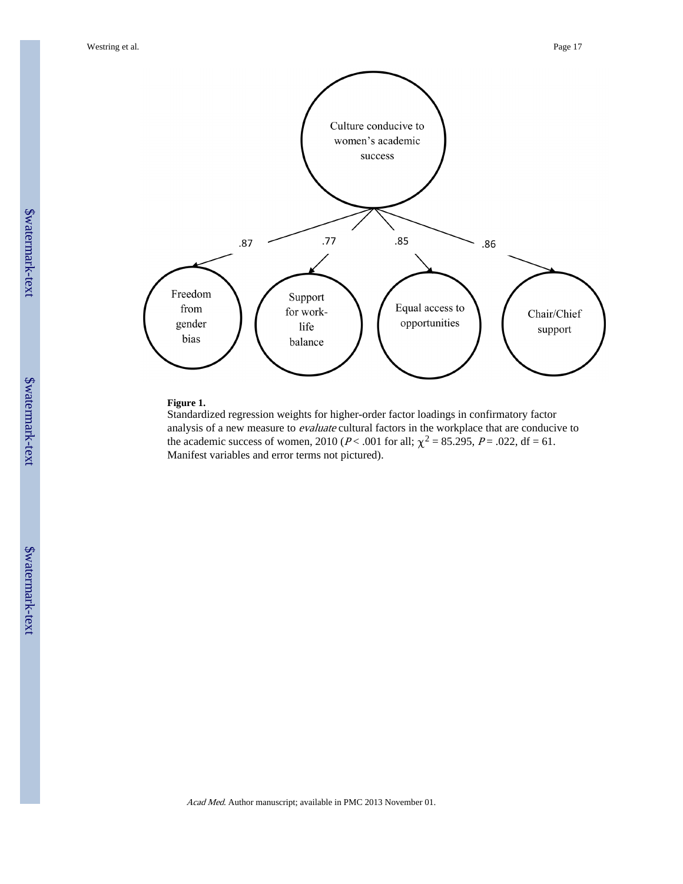Culture conducive to women's academic success

.87 .77 .85 .86

Freedom from gender bias

Support for work-life balance

Equal access to opportunities

Chair/Chief support

**Figure 1.**

Standardized regression weights for higher-order factor loadings in confirmatory factor analysis of a new measure to *evaluate* cultural factors in the workplace that are conducive to the academic success of women, 2010 ($P < .001$ for all; $\chi^2 = 85.295$, $P = .022$, df = 61. Manifest variables and error terms not pictured).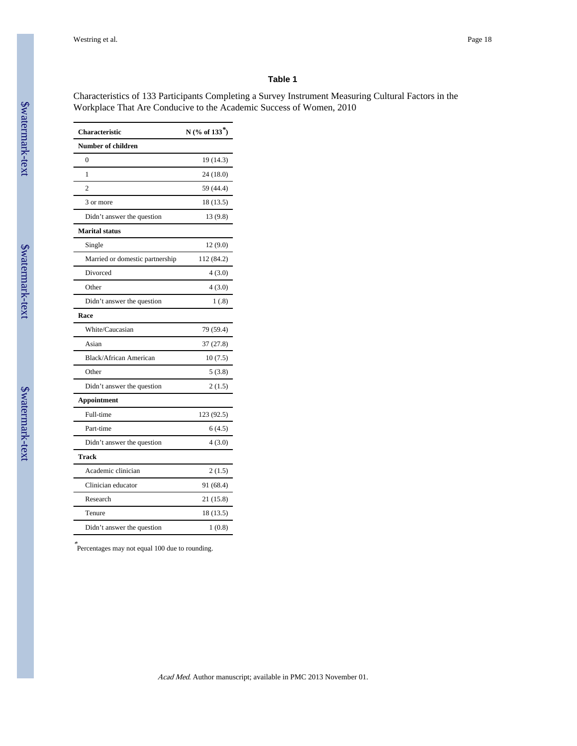## Table 1

Characteristics of 133 Participants Completing a Survey Instrument Measuring Cultural Factors in the Workplace That Are Conducive to the Academic Success of Women, 2010

| Characteristic | N (% of 133*) |
|---|---|
| **Number of children** | |
| 0 | 19 (14.3) |
| 1 | 24 (18.0) |
| 2 | 59 (44.4) |
| 3 or more | 18 (13.5) |
| Didn't answer the question | 13 (9.8) |
| **Marital status** | |
| Single | 12 (9.0) |
| Married or domestic partnership | 112 (84.2) |
| Divorced | 4 (3.0) |
| Other | 4 (3.0) |
| Didn't answer the question | 1 (.8) |
| **Race** | |
| White/Caucasian | 79 (59.4) |
| Asian | 37 (27.8) |
| Black/African American | 10 (7.5) |
| Other | 5 (3.8) |
| Didn't answer the question | 2 (1.5) |
| **Appointment** | |
| Full-time | 123 (92.5) |
| Part-time | 6 (4.5) |
| Didn't answer the question | 4 (3.0) |
| **Track** | |
| Academic clinician | 2 (1.5) |
| Clinician educator | 91 (68.4) |
| Research | 21 (15.8) |
| Tenure | 18 (13.5) |
| Didn't answer the question | 1 (0.8) |

*Percentages may not equal 100 due to rounding.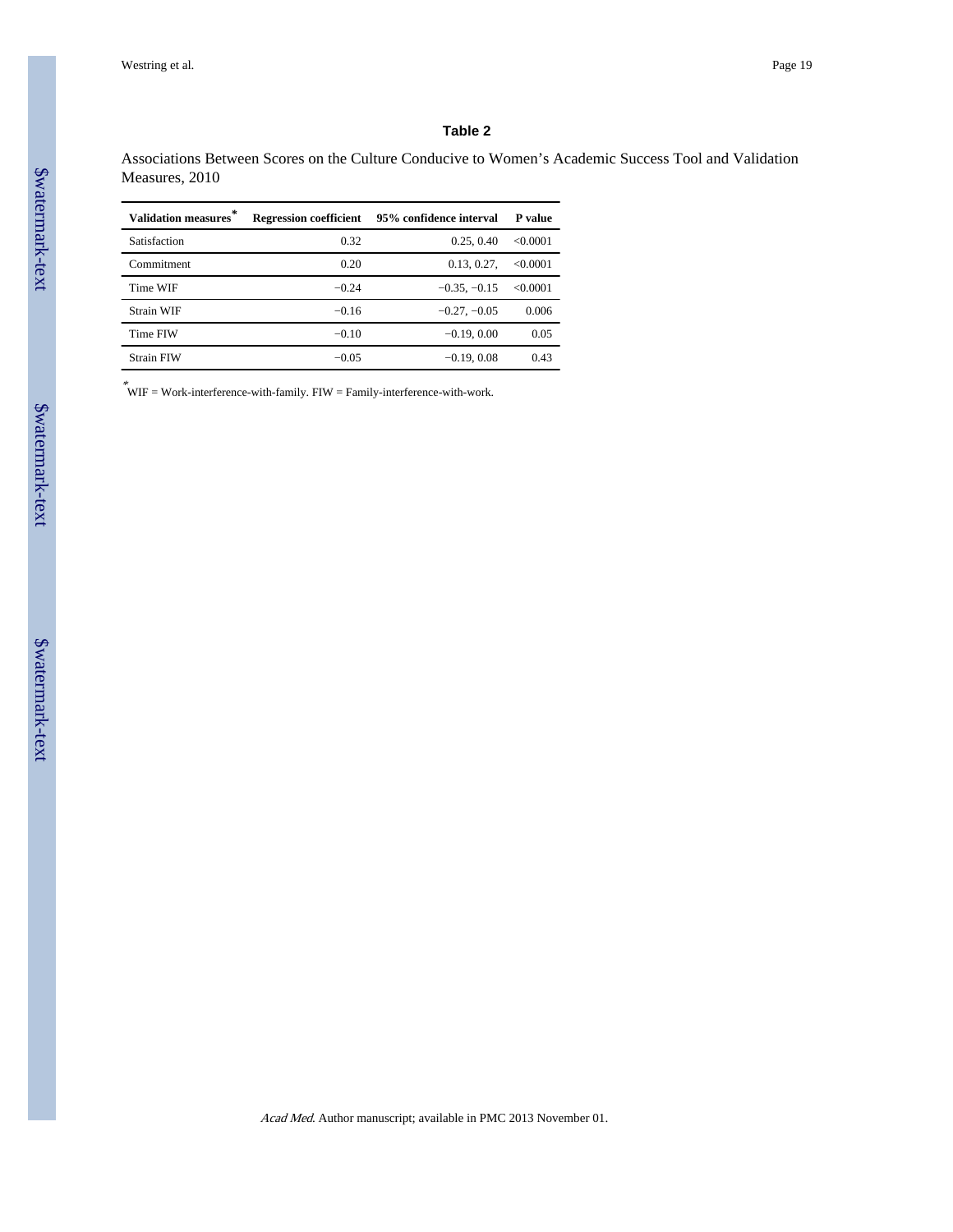**Table 2**

Associations Between Scores on the Culture Conducive to Women's Academic Success Tool and Validation Measures, 2010

| Validation measures* | Regression coefficient | 95% confidence interval | P value |
|---|---|---|---|
| Satisfaction | 0.32 | 0.25, 0.40 | <0.0001 |
| Commitment | 0.20 | 0.13, 0.27, | <0.0001 |
| Time WIF | −0.24 | −0.35, −0.15 | <0.0001 |
| Strain WIF | −0.16 | −0.27, −0.05 | 0.006 |
| Time FIW | −0.10 | −0.19, 0.00 | 0.05 |
| Strain FIW | −0.05 | −0.19, 0.08 | 0.43 |

*WIF = Work-interference-with-family. FIW = Family-interference-with-work.